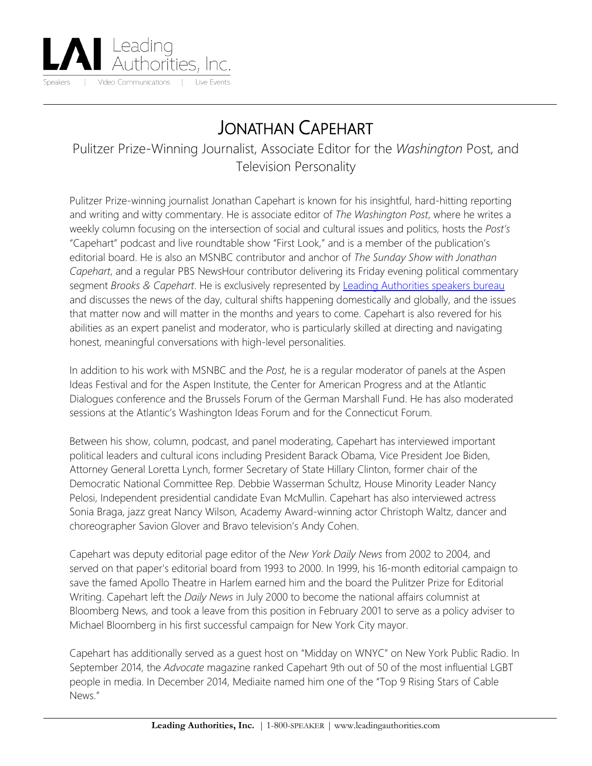# JONATHAN CAPEHART

## Pulitzer Prize-Winning Journalist, Associate Editor for the *Washington* Post, and Television Personality

Pulitzer Prize-winning journalist Jonathan Capehart is known for his insightful, hard-hitting reporting and writing and witty commentary. He is associate editor of *The Washington Post*, where he writes a weekly column focusing on the intersection of social and cultural issues and politics, hosts the *Post's* "Capehart" podcast and live roundtable show "First Look," and is a member of the publication's editorial board. He is also an MSNBC contributor and anchor of *The Sunday Show with Jonathan Capehart*, and a regular PBS NewsHour contributor delivering its Friday evening political commentary segment *Brooks & Capehart*. He is exclusively represented by Leading Authorities speakers bureau and discusses the news of the day, cultural shifts happening domestically and globally, and the issues that matter now and will matter in the months and years to come. Capehart is also revered for his abilities as an expert panelist and moderator, who is particularly skilled at directing and navigating honest, meaningful conversations with high-level personalities.

In addition to his work with MSNBC and the *Post*, he is a regular moderator of panels at the Aspen Ideas Festival and for the Aspen Institute, the Center for American Progress and at the Atlantic Dialogues conference and the Brussels Forum of the German Marshall Fund. He has also moderated sessions at the Atlantic's Washington Ideas Forum and for the Connecticut Forum.

Between his show, column, podcast, and panel moderating, Capehart has interviewed important political leaders and cultural icons including President Barack Obama, Vice President Joe Biden, Attorney General Loretta Lynch, former Secretary of State Hillary Clinton, former chair of the Democratic National Committee Rep. Debbie Wasserman Schultz, House Minority Leader Nancy Pelosi, Independent presidential candidate Evan McMullin. Capehart has also interviewed actress Sonia Braga, jazz great Nancy Wilson, Academy Award-winning actor Christoph Waltz, dancer and choreographer Savion Glover and Bravo television's Andy Cohen.

Capehart was deputy editorial page editor of the *New York Daily News* from 2002 to 2004, and served on that paper's editorial board from 1993 to 2000. In 1999, his 16-month editorial campaign to save the famed Apollo Theatre in Harlem earned him and the board the Pulitzer Prize for Editorial Writing. Capehart left the *Daily News* in July 2000 to become the national affairs columnist at Bloomberg News, and took a leave from this position in February 2001 to serve as a policy adviser to Michael Bloomberg in his first successful campaign for New York City mayor.

Capehart has additionally served as a guest host on "Midday on WNYC" on New York Public Radio. In September 2014, the *Advocate* magazine ranked Capehart 9th out of 50 of the most influential LGBT people in media. In December 2014, Mediaite named him one of the "Top 9 Rising Stars of Cable News."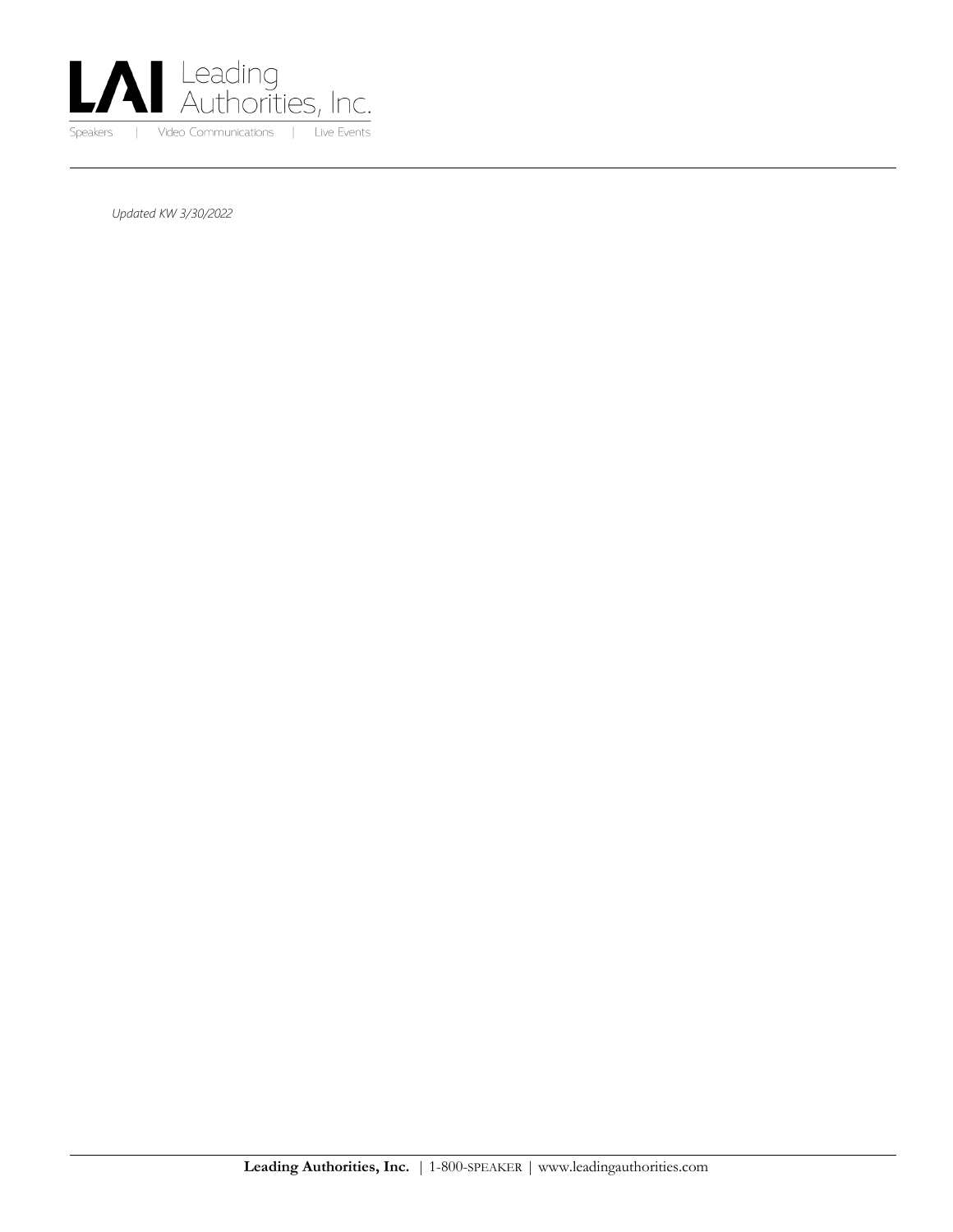*Updated KW 3/30/2022*